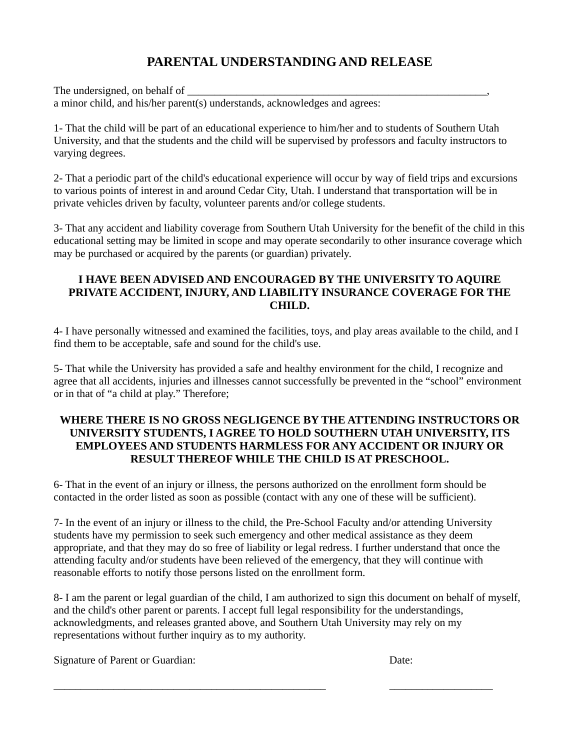# PARENTAL UNDERSTANDING AND RELEASE

The undersigned, on behalf of ___________________________________________________________,
a minor child, and his/her parent(s) understands, acknowledges and agrees:

1- That the child will be part of an educational experience to him/her and to students of Southern Utah University, and that the students and the child will be supervised by professors and faculty instructors to varying degrees.

2- That a periodic part of the child's educational experience will occur by way of field trips and excursions to various points of interest in and around Cedar City, Utah. I understand that transportation will be in private vehicles driven by faculty, volunteer parents and/or college students.

3- That any accident and liability coverage from Southern Utah University for the benefit of the child in this educational setting may be limited in scope and may operate secondarily to other insurance coverage which may be purchased or acquired by the parents (or guardian) privately.

**I HAVE BEEN ADVISED AND ENCOURAGED BY THE UNIVERSITY TO AQUIRE PRIVATE ACCIDENT, INJURY, AND LIABILITY INSURANCE COVERAGE FOR THE CHILD.**

4- I have personally witnessed and examined the facilities, toys, and play areas available to the child, and I find them to be acceptable, safe and sound for the child's use.

5- That while the University has provided a safe and healthy environment for the child, I recognize and agree that all accidents, injuries and illnesses cannot successfully be prevented in the "school" environment or in that of "a child at play." Therefore;

**WHERE THERE IS NO GROSS NEGLIGENCE BY THE ATTENDING INSTRUCTORS OR UNIVERSITY STUDENTS, I AGREE TO HOLD SOUTHERN UTAH UNIVERSITY, ITS EMPLOYEES AND STUDENTS HARMLESS FOR ANY ACCIDENT OR INJURY OR RESULT THEREOF WHILE THE CHILD IS AT PRESCHOOL.**

6- That in the event of an injury or illness, the persons authorized on the enrollment form should be contacted in the order listed as soon as possible (contact with any one of these will be sufficient).

7- In the event of an injury or illness to the child, the Pre-School Faculty and/or attending University students have my permission to seek such emergency and other medical assistance as they deem appropriate, and that they may do so free of liability or legal redress. I further understand that once the attending faculty and/or students have been relieved of the emergency, that they will continue with reasonable efforts to notify those persons listed on the enrollment form.

8- I am the parent or legal guardian of the child, I am authorized to sign this document on behalf of myself, and the child's other parent or parents. I accept full legal responsibility for the understandings, acknowledgments, and releases granted above, and Southern Utah University may rely on my representations without further inquiry as to my authority.

Signature of Parent or Guardian: Date:

_____________________________________________________ ____________________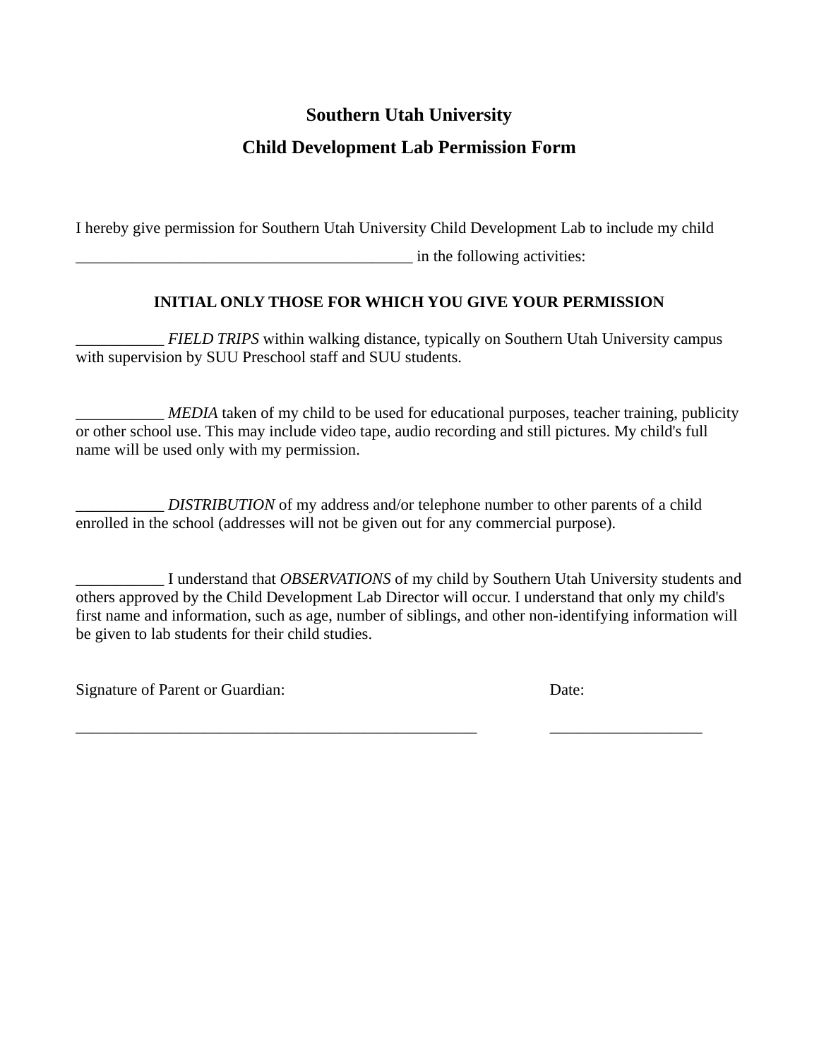## Southern Utah University

## Child Development Lab Permission Form

I hereby give permission for Southern Utah University Child Development Lab to include my child ___________________________________________ in the following activities:

**INITIAL ONLY THOSE FOR WHICH YOU GIVE YOUR PERMISSION**

___________ *FIELD TRIPS* within walking distance, typically on Southern Utah University campus with supervision by SUU Preschool staff and SUU students.

___________ *MEDIA* taken of my child to be used for educational purposes, teacher training, publicity or other school use. This may include video tape, audio recording and still pictures. My child's full name will be used only with my permission.

___________ *DISTRIBUTION* of my address and/or telephone number to other parents of a child enrolled in the school (addresses will not be given out for any commercial purpose).

___________ I understand that *OBSERVATIONS* of my child by Southern Utah University students and others approved by the Child Development Lab Director will occur. I understand that only my child's first name and information, such as age, number of siblings, and other non-identifying information will be given to lab students for their child studies.

Signature of Parent or Guardian: ____________________________________________________

Date: ___________________